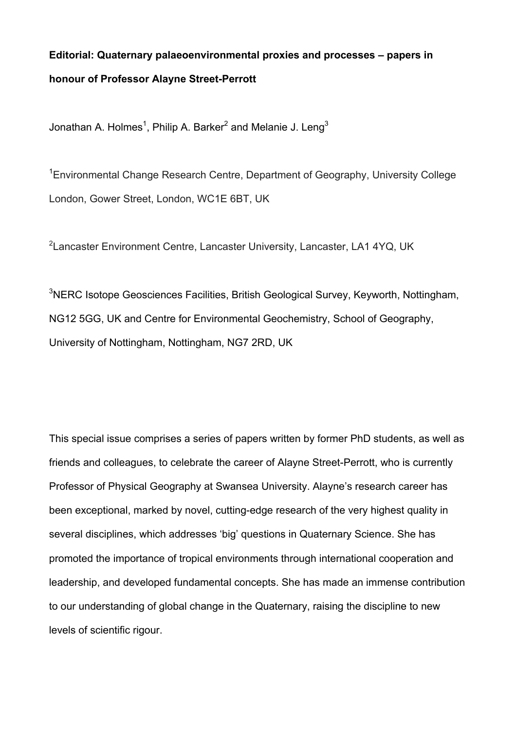**Editorial: Quaternary palaeoenvironmental proxies and processes – papers in honour of Professor Alayne Street-Perrott**

Jonathan A. Holmes[1], Philip A. Barker[2] and Melanie J. Leng[3]

[1]Environmental Change Research Centre, Department of Geography, University College London, Gower Street, London, WC1E 6BT, UK

[2]Lancaster Environment Centre, Lancaster University, Lancaster, LA1 4YQ, UK

[3]NERC Isotope Geosciences Facilities, British Geological Survey, Keyworth, Nottingham, NG12 5GG, UK and Centre for Environmental Geochemistry, School of Geography, University of Nottingham, Nottingham, NG7 2RD, UK

This special issue comprises a series of papers written by former PhD students, as well as friends and colleagues, to celebrate the career of Alayne Street-Perrott, who is currently Professor of Physical Geography at Swansea University. Alayne's research career has been exceptional, marked by novel, cutting-edge research of the very highest quality in several disciplines, which addresses 'big' questions in Quaternary Science. She has promoted the importance of tropical environments through international cooperation and leadership, and developed fundamental concepts. She has made an immense contribution to our understanding of global change in the Quaternary, raising the discipline to new levels of scientific rigour.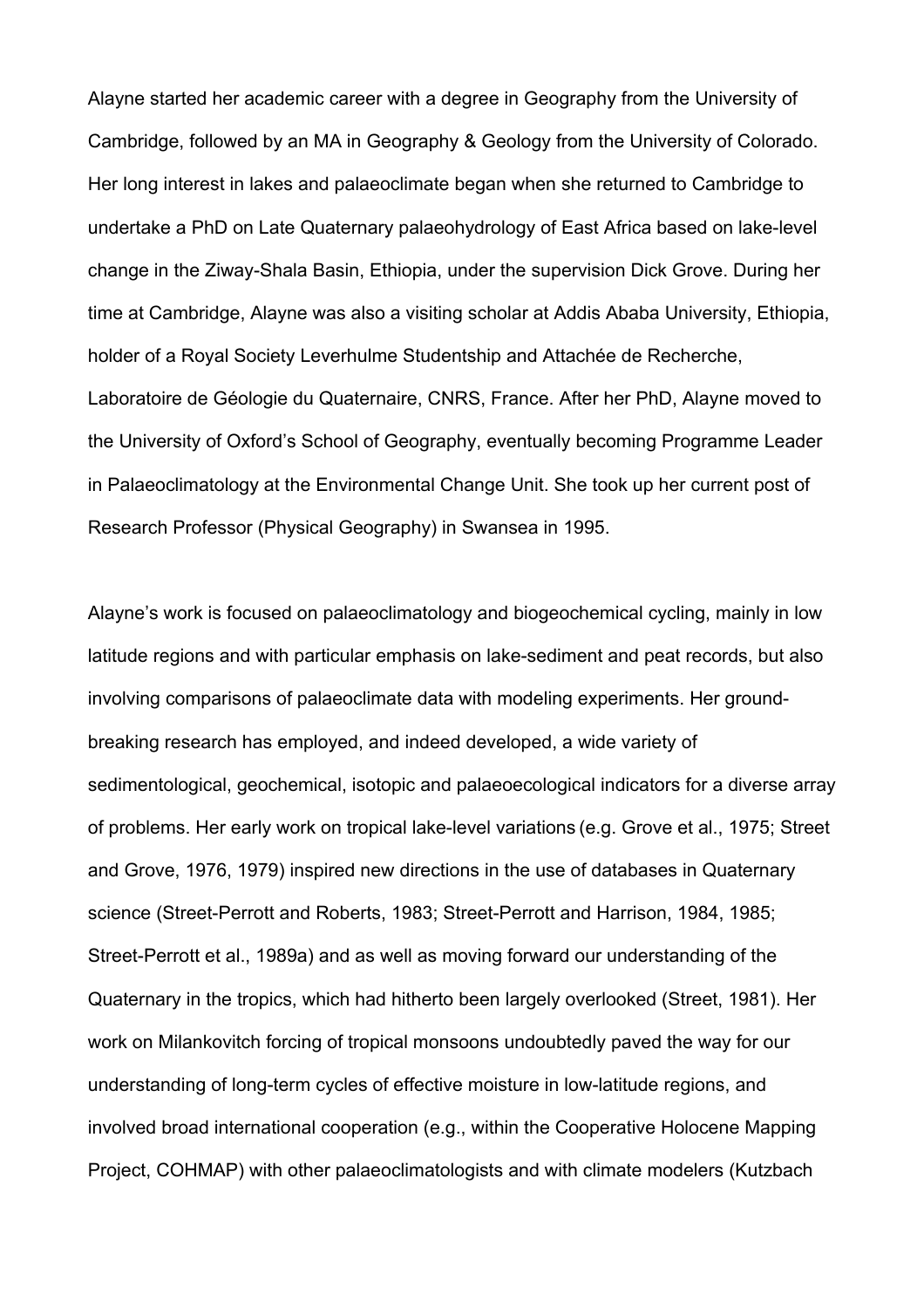Alayne started her academic career with a degree in Geography from the University of Cambridge, followed by an MA in Geography & Geology from the University of Colorado. Her long interest in lakes and palaeoclimate began when she returned to Cambridge to undertake a PhD on Late Quaternary palaeohydrology of East Africa based on lake-level change in the Ziway-Shala Basin, Ethiopia, under the supervision Dick Grove. During her time at Cambridge, Alayne was also a visiting scholar at Addis Ababa University, Ethiopia, holder of a Royal Society Leverhulme Studentship and Attachée de Recherche, Laboratoire de Géologie du Quaternaire, CNRS, France. After her PhD, Alayne moved to the University of Oxford's School of Geography, eventually becoming Programme Leader in Palaeoclimatology at the Environmental Change Unit. She took up her current post of Research Professor (Physical Geography) in Swansea in 1995.

Alayne's work is focused on palaeoclimatology and biogeochemical cycling, mainly in low latitude regions and with particular emphasis on lake-sediment and peat records, but also involving comparisons of palaeoclimate data with modeling experiments. Her ground-breaking research has employed, and indeed developed, a wide variety of sedimentological, geochemical, isotopic and palaeoecological indicators for a diverse array of problems. Her early work on tropical lake-level variations (e.g. Grove et al., 1975; Street and Grove, 1976, 1979) inspired new directions in the use of databases in Quaternary science (Street-Perrott and Roberts, 1983; Street-Perrott and Harrison, 1984, 1985; Street-Perrott et al., 1989a) and as well as moving forward our understanding of the Quaternary in the tropics, which had hitherto been largely overlooked (Street, 1981). Her work on Milankovitch forcing of tropical monsoons undoubtedly paved the way for our understanding of long-term cycles of effective moisture in low-latitude regions, and involved broad international cooperation (e.g., within the Cooperative Holocene Mapping Project, COHMAP) with other palaeoclimatologists and with climate modelers (Kutzbach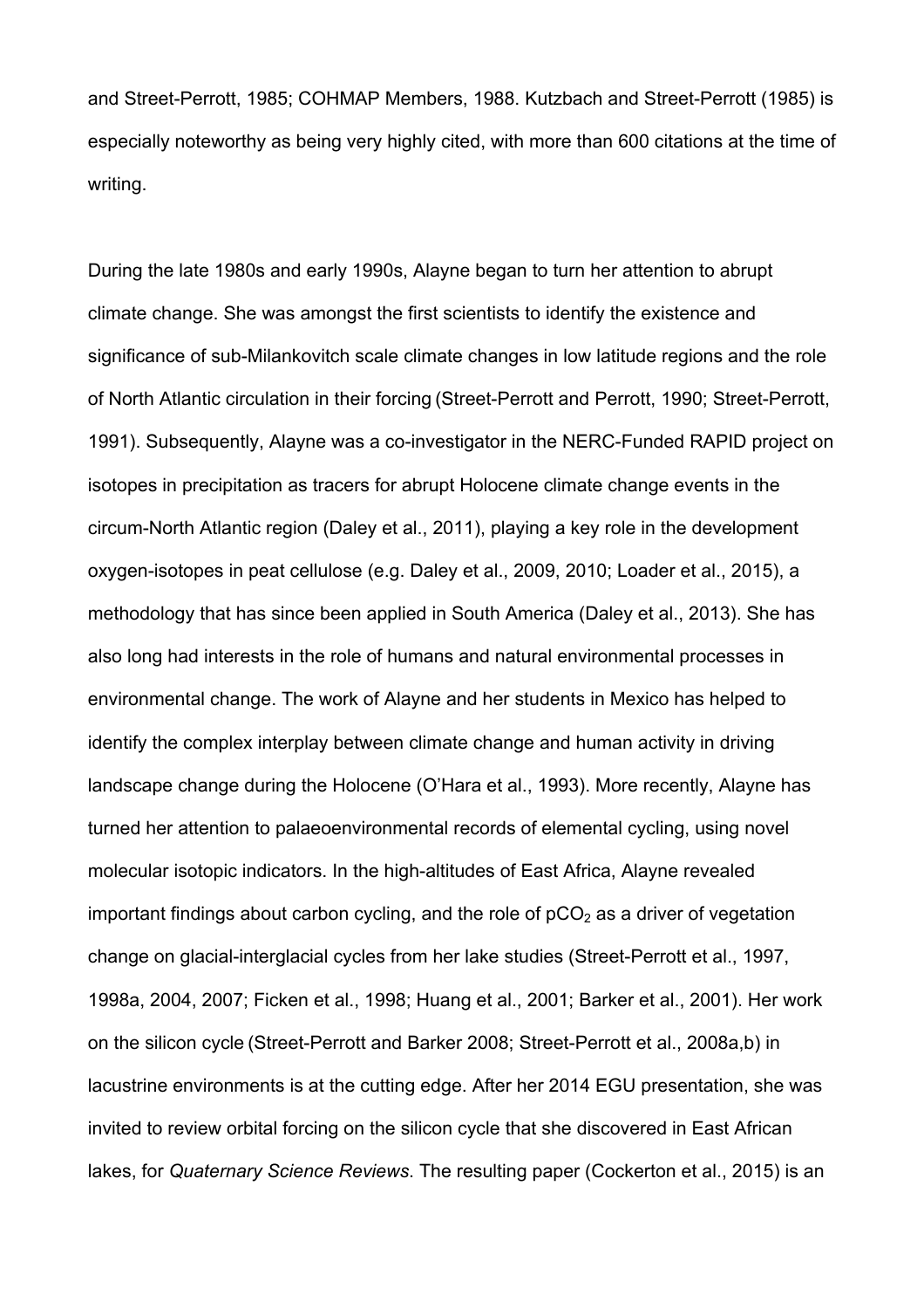and Street-Perrott, 1985; COHMAP Members, 1988. Kutzbach and Street-Perrott (1985) is especially noteworthy as being very highly cited, with more than 600 citations at the time of writing.

During the late 1980s and early 1990s, Alayne began to turn her attention to abrupt climate change. She was amongst the first scientists to identify the existence and significance of sub-Milankovitch scale climate changes in low latitude regions and the role of North Atlantic circulation in their forcing (Street-Perrott and Perrott, 1990; Street-Perrott, 1991). Subsequently, Alayne was a co-investigator in the NERC-Funded RAPID project on isotopes in precipitation as tracers for abrupt Holocene climate change events in the circum-North Atlantic region (Daley et al., 2011), playing a key role in the development oxygen-isotopes in peat cellulose (e.g. Daley et al., 2009, 2010; Loader et al., 2015), a methodology that has since been applied in South America (Daley et al., 2013). She has also long had interests in the role of humans and natural environmental processes in environmental change. The work of Alayne and her students in Mexico has helped to identify the complex interplay between climate change and human activity in driving landscape change during the Holocene (O'Hara et al., 1993). More recently, Alayne has turned her attention to palaeoenvironmental records of elemental cycling, using novel molecular isotopic indicators. In the high-altitudes of East Africa, Alayne revealed important findings about carbon cycling, and the role of $pCO_2$ as a driver of vegetation change on glacial-interglacial cycles from her lake studies (Street-Perrott et al., 1997, 1998a, 2004, 2007; Ficken et al., 1998; Huang et al., 2001; Barker et al., 2001). Her work on the silicon cycle (Street-Perrott and Barker 2008; Street-Perrott et al., 2008a,b) in lacustrine environments is at the cutting edge. After her 2014 EGU presentation, she was invited to review orbital forcing on the silicon cycle that she discovered in East African lakes, for *Quaternary Science Reviews*. The resulting paper (Cockerton et al., 2015) is an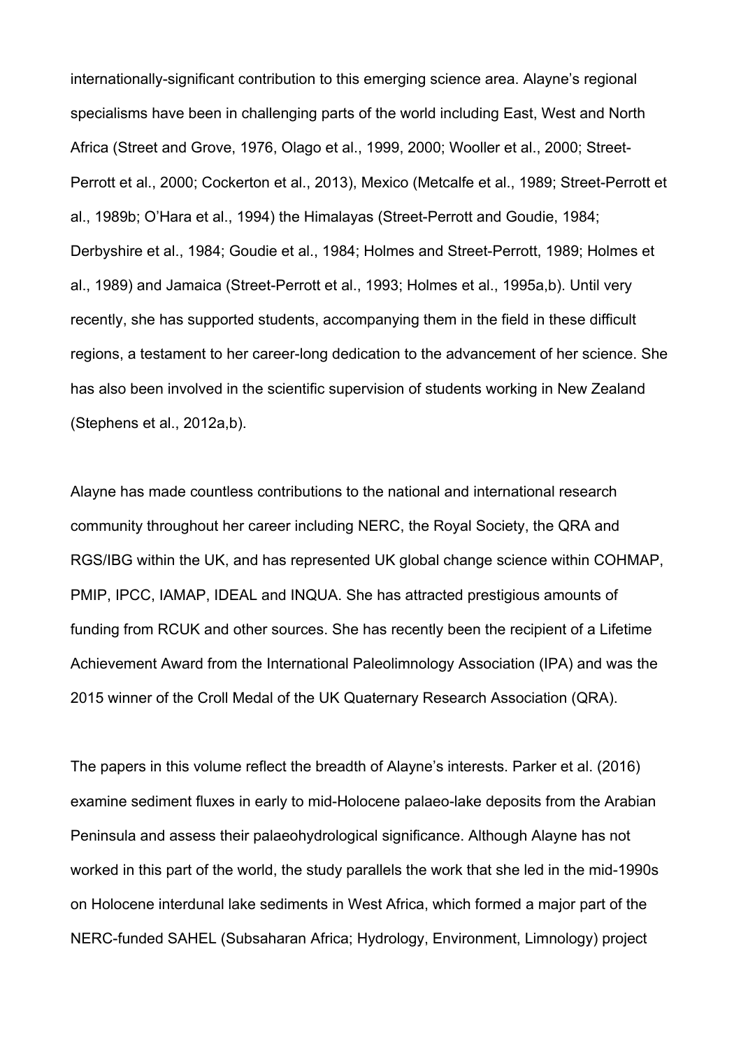internationally-significant contribution to this emerging science area. Alayne's regional specialisms have been in challenging parts of the world including East, West and North Africa (Street and Grove, 1976, Olago et al., 1999, 2000; Wooller et al., 2000; Street-Perrott et al., 2000; Cockerton et al., 2013), Mexico (Metcalfe et al., 1989; Street-Perrott et al., 1989b; O'Hara et al., 1994) the Himalayas (Street-Perrott and Goudie, 1984; Derbyshire et al., 1984; Goudie et al., 1984; Holmes and Street-Perrott, 1989; Holmes et al., 1989) and Jamaica (Street-Perrott et al., 1993; Holmes et al., 1995a,b). Until very recently, she has supported students, accompanying them in the field in these difficult regions, a testament to her career-long dedication to the advancement of her science. She has also been involved in the scientific supervision of students working in New Zealand (Stephens et al., 2012a,b).

Alayne has made countless contributions to the national and international research community throughout her career including NERC, the Royal Society, the QRA and RGS/IBG within the UK, and has represented UK global change science within COHMAP, PMIP, IPCC, IAMAP, IDEAL and INQUA. She has attracted prestigious amounts of funding from RCUK and other sources. She has recently been the recipient of a Lifetime Achievement Award from the International Paleolimnology Association (IPA) and was the 2015 winner of the Croll Medal of the UK Quaternary Research Association (QRA).

The papers in this volume reflect the breadth of Alayne's interests. Parker et al. (2016) examine sediment fluxes in early to mid-Holocene palaeo-lake deposits from the Arabian Peninsula and assess their palaeohydrological significance. Although Alayne has not worked in this part of the world, the study parallels the work that she led in the mid-1990s on Holocene interdunal lake sediments in West Africa, which formed a major part of the NERC-funded SAHEL (Subsaharan Africa; Hydrology, Environment, Limnology) project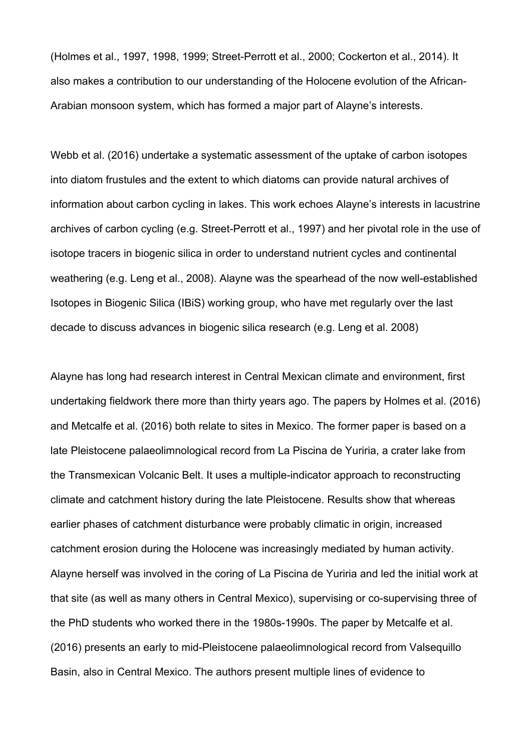(Holmes et al., 1997, 1998, 1999; Street-Perrott et al., 2000; Cockerton et al., 2014). It also makes a contribution to our understanding of the Holocene evolution of the African-Arabian monsoon system, which has formed a major part of Alayne's interests.

Webb et al. (2016) undertake a systematic assessment of the uptake of carbon isotopes into diatom frustules and the extent to which diatoms can provide natural archives of information about carbon cycling in lakes. This work echoes Alayne's interests in lacustrine archives of carbon cycling (e.g. Street-Perrott et al., 1997) and her pivotal role in the use of isotope tracers in biogenic silica in order to understand nutrient cycles and continental weathering (e.g. Leng et al., 2008). Alayne was the spearhead of the now well-established Isotopes in Biogenic Silica (IBiS) working group, who have met regularly over the last decade to discuss advances in biogenic silica research (e.g. Leng et al. 2008)

Alayne has long had research interest in Central Mexican climate and environment, first undertaking fieldwork there more than thirty years ago. The papers by Holmes et al. (2016) and Metcalfe et al. (2016) both relate to sites in Mexico. The former paper is based on a late Pleistocene palaeolimnological record from La Piscina de Yuriria, a crater lake from the Transmexican Volcanic Belt. It uses a multiple-indicator approach to reconstructing climate and catchment history during the late Pleistocene. Results show that whereas earlier phases of catchment disturbance were probably climatic in origin, increased catchment erosion during the Holocene was increasingly mediated by human activity. Alayne herself was involved in the coring of La Piscina de Yuriria and led the initial work at that site (as well as many others in Central Mexico), supervising or co-supervising three of the PhD students who worked there in the 1980s-1990s. The paper by Metcalfe et al. (2016) presents an early to mid-Pleistocene palaeolimnological record from Valsequillo Basin, also in Central Mexico. The authors present multiple lines of evidence to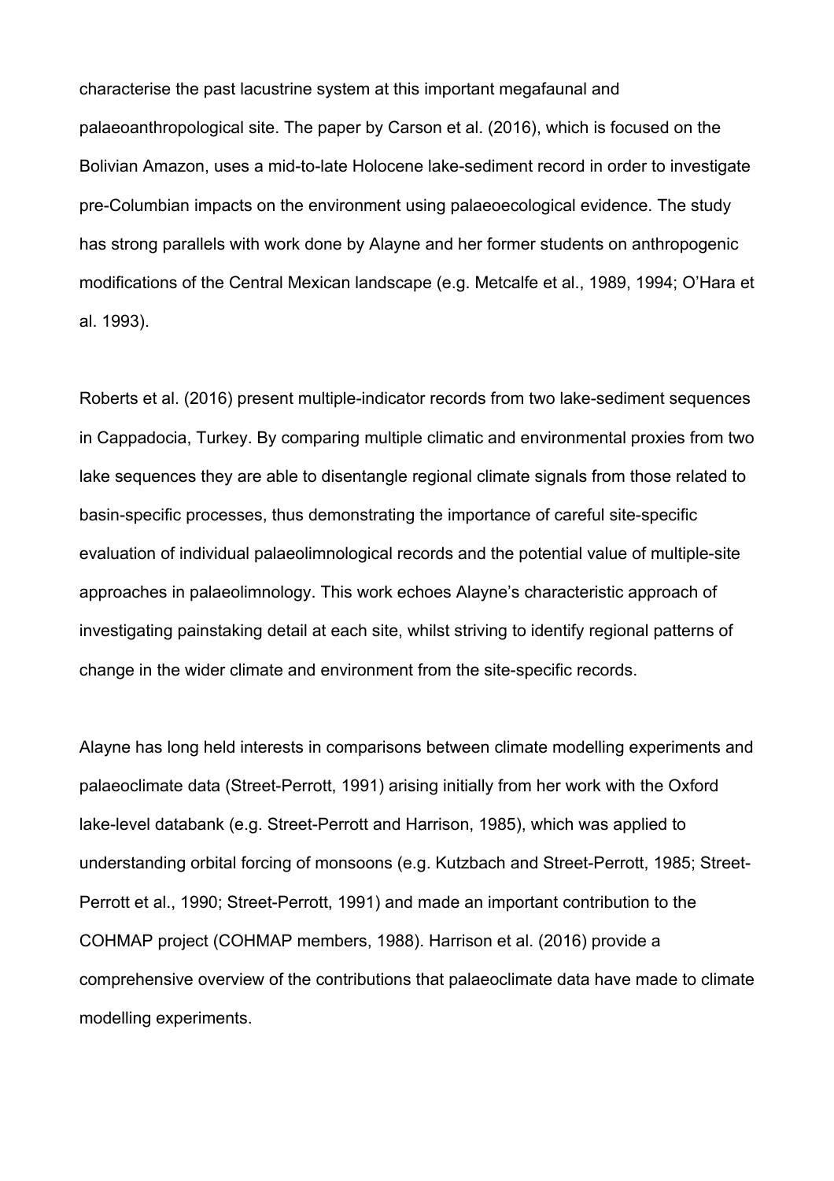characterise the past lacustrine system at this important megafaunal and palaeoanthropological site. The paper by Carson et al. (2016), which is focused on the Bolivian Amazon, uses a mid-to-late Holocene lake-sediment record in order to investigate pre-Columbian impacts on the environment using palaeoecological evidence. The study has strong parallels with work done by Alayne and her former students on anthropogenic modifications of the Central Mexican landscape (e.g. Metcalfe et al., 1989, 1994; O'Hara et al. 1993).

Roberts et al. (2016) present multiple-indicator records from two lake-sediment sequences in Cappadocia, Turkey. By comparing multiple climatic and environmental proxies from two lake sequences they are able to disentangle regional climate signals from those related to basin-specific processes, thus demonstrating the importance of careful site-specific evaluation of individual palaeolimnological records and the potential value of multiple-site approaches in palaeolimnology. This work echoes Alayne's characteristic approach of investigating painstaking detail at each site, whilst striving to identify regional patterns of change in the wider climate and environment from the site-specific records.

Alayne has long held interests in comparisons between climate modelling experiments and palaeoclimate data (Street-Perrott, 1991) arising initially from her work with the Oxford lake-level databank (e.g. Street-Perrott and Harrison, 1985), which was applied to understanding orbital forcing of monsoons (e.g. Kutzbach and Street-Perrott, 1985; Street-Perrott et al., 1990; Street-Perrott, 1991) and made an important contribution to the COHMAP project (COHMAP members, 1988). Harrison et al. (2016) provide a comprehensive overview of the contributions that palaeoclimate data have made to climate modelling experiments.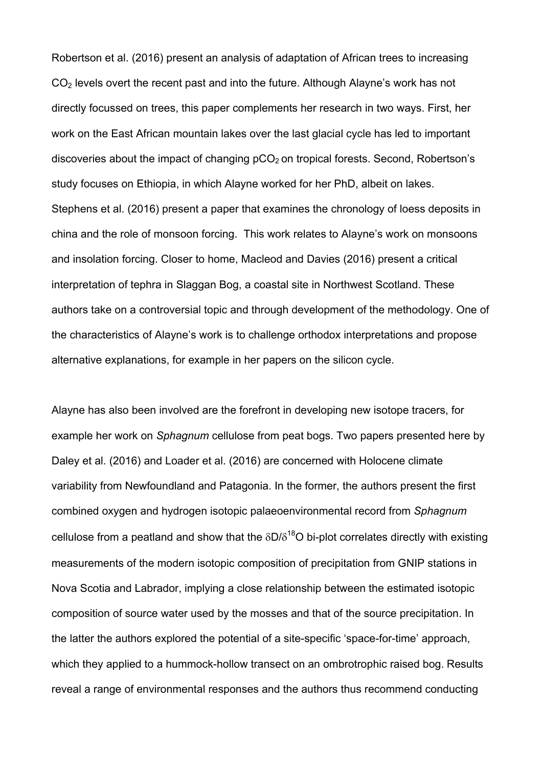Robertson et al. (2016) present an analysis of adaptation of African trees to increasing $CO_2$ levels overt the recent past and into the future. Although Alayne's work has not directly focussed on trees, this paper complements her research in two ways. First, her work on the East African mountain lakes over the last glacial cycle has led to important discoveries about the impact of changing $pCO_2$ on tropical forests. Second, Robertson's study focuses on Ethiopia, in which Alayne worked for her PhD, albeit on lakes. Stephens et al. (2016) present a paper that examines the chronology of loess deposits in china and the role of monsoon forcing. This work relates to Alayne's work on monsoons and insolation forcing. Closer to home, Macleod and Davies (2016) present a critical interpretation of tephra in Slaggan Bog, a coastal site in Northwest Scotland. These authors take on a controversial topic and through development of the methodology. One of the characteristics of Alayne's work is to challenge orthodox interpretations and propose alternative explanations, for example in her papers on the silicon cycle.

Alayne has also been involved are the forefront in developing new isotope tracers, for example her work on *Sphagnum* cellulose from peat bogs. Two papers presented here by Daley et al. (2016) and Loader et al. (2016) are concerned with Holocene climate variability from Newfoundland and Patagonia. In the former, the authors present the first combined oxygen and hydrogen isotopic palaeoenvironmental record from *Sphagnum* cellulose from a peatland and show that the $\delta D/\delta^{18}O$ bi-plot correlates directly with existing measurements of the modern isotopic composition of precipitation from GNIP stations in Nova Scotia and Labrador, implying a close relationship between the estimated isotopic composition of source water used by the mosses and that of the source precipitation. In the latter the authors explored the potential of a site-specific 'space-for-time' approach, which they applied to a hummock-hollow transect on an ombrotrophic raised bog. Results reveal a range of environmental responses and the authors thus recommend conducting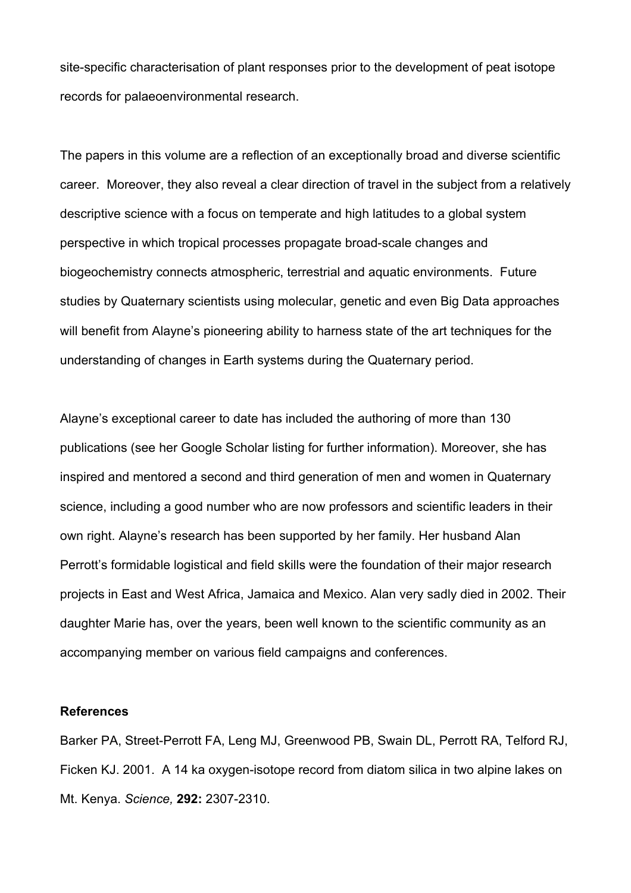site-specific characterisation of plant responses prior to the development of peat isotope records for palaeoenvironmental research.

The papers in this volume are a reflection of an exceptionally broad and diverse scientific career. Moreover, they also reveal a clear direction of travel in the subject from a relatively descriptive science with a focus on temperate and high latitudes to a global system perspective in which tropical processes propagate broad-scale changes and biogeochemistry connects atmospheric, terrestrial and aquatic environments. Future studies by Quaternary scientists using molecular, genetic and even Big Data approaches will benefit from Alayne's pioneering ability to harness state of the art techniques for the understanding of changes in Earth systems during the Quaternary period.

Alayne's exceptional career to date has included the authoring of more than 130 publications (see her Google Scholar listing for further information). Moreover, she has inspired and mentored a second and third generation of men and women in Quaternary science, including a good number who are now professors and scientific leaders in their own right. Alayne's research has been supported by her family. Her husband Alan Perrott's formidable logistical and field skills were the foundation of their major research projects in East and West Africa, Jamaica and Mexico. Alan very sadly died in 2002. Their daughter Marie has, over the years, been well known to the scientific community as an accompanying member on various field campaigns and conferences.

**References**

Barker PA, Street-Perrott FA, Leng MJ, Greenwood PB, Swain DL, Perrott RA, Telford RJ, Ficken KJ. 2001. A 14 ka oxygen-isotope record from diatom silica in two alpine lakes on Mt. Kenya. *Science,* **292:** 2307-2310.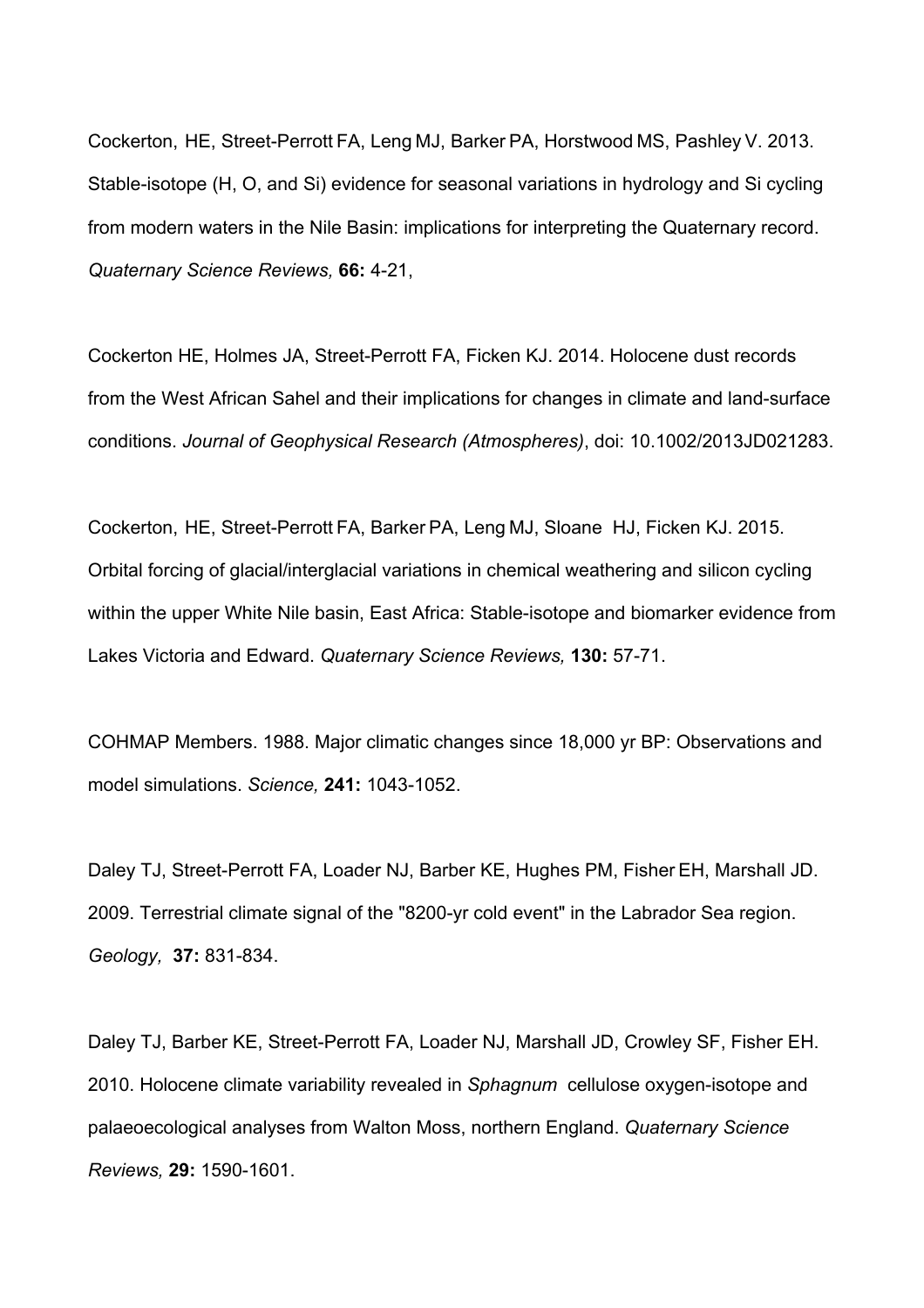Cockerton, HE, Street-Perrott FA, Leng MJ, Barker PA, Horstwood MS, Pashley V. 2013. Stable-isotope (H, O, and Si) evidence for seasonal variations in hydrology and Si cycling from modern waters in the Nile Basin: implications for interpreting the Quaternary record. *Quaternary Science Reviews,* **66:** 4-21,

Cockerton HE, Holmes JA, Street-Perrott FA, Ficken KJ. 2014. Holocene dust records from the West African Sahel and their implications for changes in climate and land-surface conditions. *Journal of Geophysical Research (Atmospheres)*, doi: 10.1002/2013JD021283.

Cockerton, HE, Street-Perrott FA, Barker PA, Leng MJ, Sloane HJ, Ficken KJ. 2015. Orbital forcing of glacial/interglacial variations in chemical weathering and silicon cycling within the upper White Nile basin, East Africa: Stable-isotope and biomarker evidence from Lakes Victoria and Edward. *Quaternary Science Reviews,* **130:** 57-71.

COHMAP Members. 1988. Major climatic changes since 18,000 yr BP: Observations and model simulations. *Science,* **241:** 1043-1052.

Daley TJ, Street-Perrott FA, Loader NJ, Barber KE, Hughes PM, Fisher EH, Marshall JD. 2009. Terrestrial climate signal of the "8200-yr cold event" in the Labrador Sea region. *Geology,* **37:** 831-834.

Daley TJ, Barber KE, Street-Perrott FA, Loader NJ, Marshall JD, Crowley SF, Fisher EH. 2010. Holocene climate variability revealed in *Sphagnum* cellulose oxygen-isotope and palaeoecological analyses from Walton Moss, northern England. *Quaternary Science Reviews,* **29:** 1590-1601.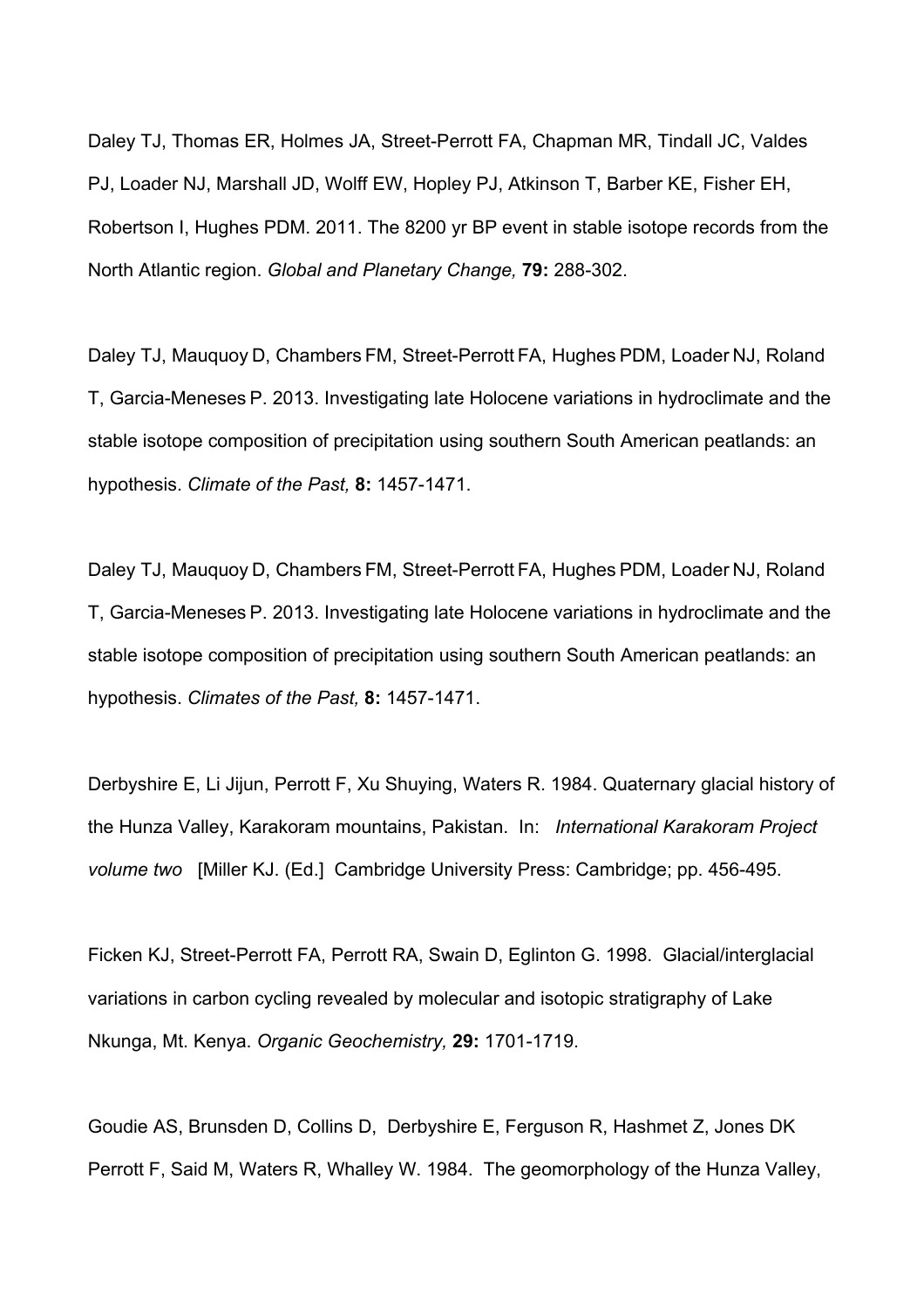Daley TJ, Thomas ER, Holmes JA, Street-Perrott FA, Chapman MR, Tindall JC, Valdes PJ, Loader NJ, Marshall JD, Wolff EW, Hopley PJ, Atkinson T, Barber KE, Fisher EH, Robertson I, Hughes PDM. 2011. The 8200 yr BP event in stable isotope records from the North Atlantic region. *Global and Planetary Change,* **79:** 288-302.

Daley TJ, Mauquoy D, Chambers FM, Street-Perrott FA, Hughes PDM, Loader NJ, Roland T, Garcia-Meneses P. 2013. Investigating late Holocene variations in hydroclimate and the stable isotope composition of precipitation using southern South American peatlands: an hypothesis. *Climate of the Past,* **8:** 1457-1471.

Daley TJ, Mauquoy D, Chambers FM, Street-Perrott FA, Hughes PDM, Loader NJ, Roland T, Garcia-Meneses P. 2013. Investigating late Holocene variations in hydroclimate and the stable isotope composition of precipitation using southern South American peatlands: an hypothesis. *Climates of the Past,* **8:** 1457-1471.

Derbyshire E, Li Jijun, Perrott F, Xu Shuying, Waters R. 1984. Quaternary glacial history of the Hunza Valley, Karakoram mountains, Pakistan. In: *International Karakoram Project volume two* [Miller KJ. (Ed.] Cambridge University Press: Cambridge; pp. 456-495.

Ficken KJ, Street-Perrott FA, Perrott RA, Swain D, Eglinton G. 1998. Glacial/interglacial variations in carbon cycling revealed by molecular and isotopic stratigraphy of Lake Nkunga, Mt. Kenya. *Organic Geochemistry,* **29:** 1701-1719.

Goudie AS, Brunsden D, Collins D, Derbyshire E, Ferguson R, Hashmet Z, Jones DK Perrott F, Said M, Waters R, Whalley W. 1984. The geomorphology of the Hunza Valley,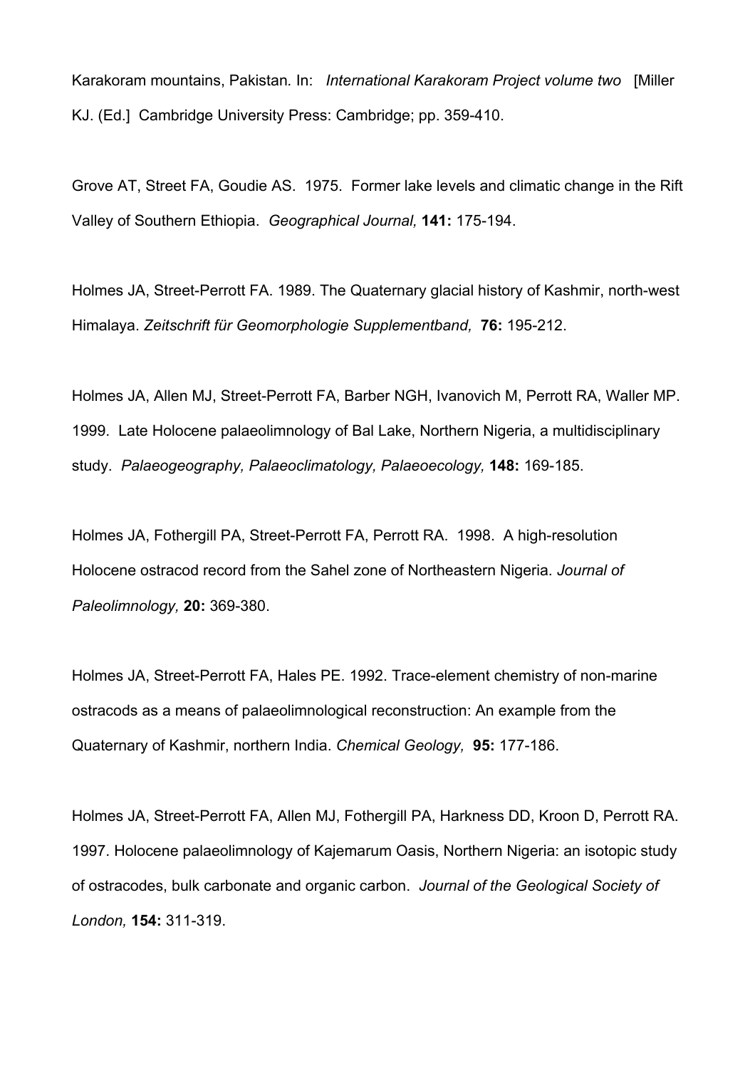Karakoram mountains, Pakistan. In: *International Karakoram Project volume two* [Miller KJ. (Ed.] Cambridge University Press: Cambridge; pp. 359-410.

Grove AT, Street FA, Goudie AS. 1975. Former lake levels and climatic change in the Rift Valley of Southern Ethiopia. *Geographical Journal,* **141:** 175-194.

Holmes JA, Street-Perrott FA. 1989. The Quaternary glacial history of Kashmir, north-west Himalaya. *Zeitschrift für Geomorphologie Supplementband,* **76:** 195-212.

Holmes JA, Allen MJ, Street-Perrott FA, Barber NGH, Ivanovich M, Perrott RA, Waller MP. 1999. Late Holocene palaeolimnology of Bal Lake, Northern Nigeria, a multidisciplinary study. *Palaeogeography, Palaeoclimatology, Palaeoecology,* **148:** 169-185.

Holmes JA, Fothergill PA, Street-Perrott FA, Perrott RA. 1998. A high-resolution Holocene ostracod record from the Sahel zone of Northeastern Nigeria. *Journal of Paleolimnology,* **20:** 369-380.

Holmes JA, Street-Perrott FA, Hales PE. 1992. Trace-element chemistry of non-marine ostracods as a means of palaeolimnological reconstruction: An example from the Quaternary of Kashmir, northern India. *Chemical Geology,* **95:** 177-186.

Holmes JA, Street-Perrott FA, Allen MJ, Fothergill PA, Harkness DD, Kroon D, Perrott RA. 1997. Holocene palaeolimnology of Kajemarum Oasis, Northern Nigeria: an isotopic study of ostracodes, bulk carbonate and organic carbon. *Journal of the Geological Society of London,* **154:** 311-319.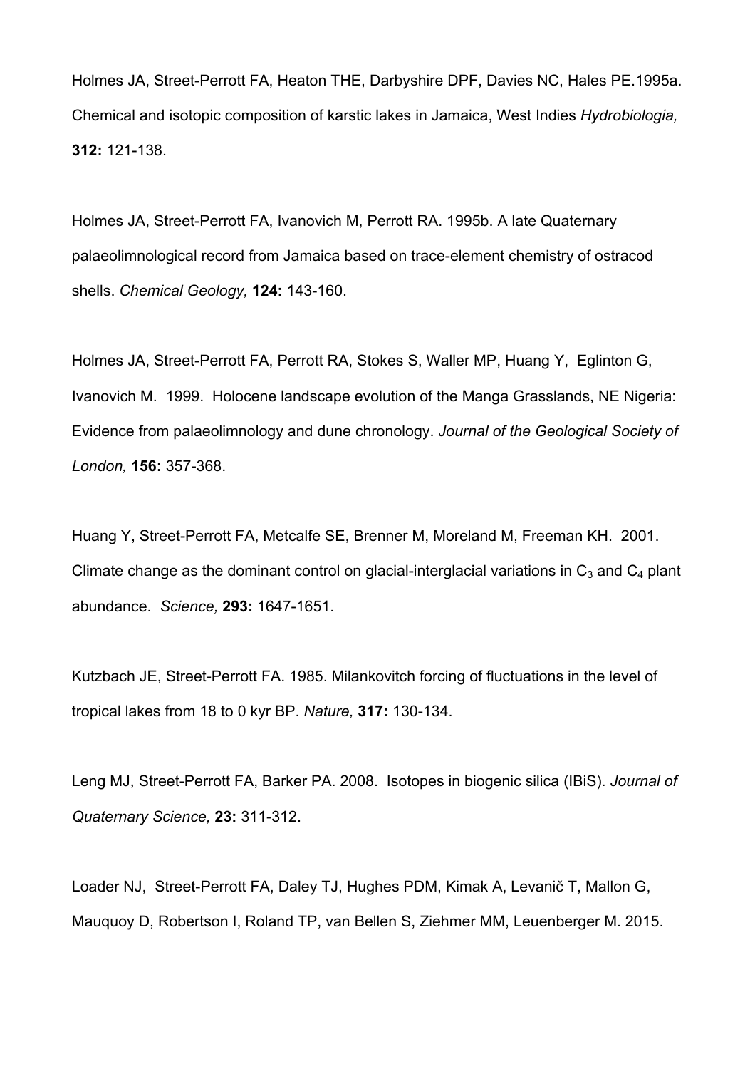Holmes JA, Street-Perrott FA, Heaton THE, Darbyshire DPF, Davies NC, Hales PE.1995a. Chemical and isotopic composition of karstic lakes in Jamaica, West Indies *Hydrobiologia,* **312:** 121-138.

Holmes JA, Street-Perrott FA, Ivanovich M, Perrott RA. 1995b. A late Quaternary palaeolimnological record from Jamaica based on trace-element chemistry of ostracod shells. *Chemical Geology,* **124:** 143-160.

Holmes JA, Street-Perrott FA, Perrott RA, Stokes S, Waller MP, Huang Y, Eglinton G, Ivanovich M. 1999. Holocene landscape evolution of the Manga Grasslands, NE Nigeria: Evidence from palaeolimnology and dune chronology. *Journal of the Geological Society of London,* **156:** 357-368.

Huang Y, Street-Perrott FA, Metcalfe SE, Brenner M, Moreland M, Freeman KH. 2001. Climate change as the dominant control on glacial-interglacial variations in $C_3$ and $C_4$ plant abundance. *Science,* **293:** 1647-1651.

Kutzbach JE, Street-Perrott FA. 1985. Milankovitch forcing of fluctuations in the level of tropical lakes from 18 to 0 kyr BP. *Nature,* **317:** 130-134.

Leng MJ, Street-Perrott FA, Barker PA. 2008. Isotopes in biogenic silica (IBiS). *Journal of Quaternary Science,* **23:** 311-312.

Loader NJ, Street-Perrott FA, Daley TJ, Hughes PDM, Kimak A, Levanič T, Mallon G, Mauquoy D, Robertson I, Roland TP, van Bellen S, Ziehmer MM, Leuenberger M. 2015.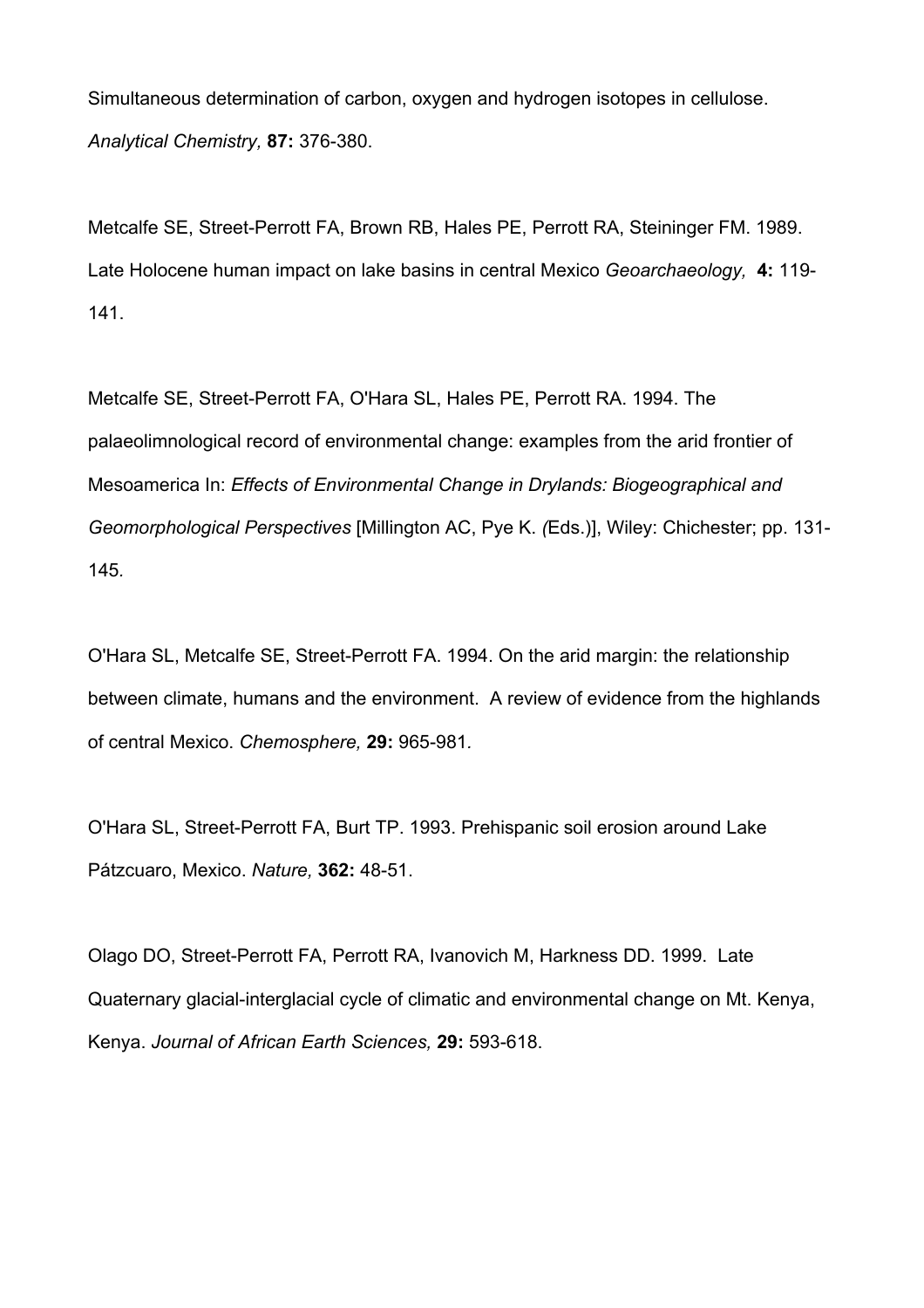Simultaneous determination of carbon, oxygen and hydrogen isotopes in cellulose. *Analytical Chemistry,* **87:** 376-380.

Metcalfe SE, Street-Perrott FA, Brown RB, Hales PE, Perrott RA, Steininger FM. 1989. Late Holocene human impact on lake basins in central Mexico *Geoarchaeology,* **4:** 119-141.

Metcalfe SE, Street-Perrott FA, O'Hara SL, Hales PE, Perrott RA. 1994. The palaeolimnological record of environmental change: examples from the arid frontier of Mesoamerica In: *Effects of Environmental Change in Drylands: Biogeographical and Geomorphological Perspectives* [Millington AC, Pye K. *(*Eds.)], Wiley: Chichester; pp. 131-145*.*

O'Hara SL, Metcalfe SE, Street-Perrott FA. 1994. On the arid margin: the relationship between climate, humans and the environment. A review of evidence from the highlands of central Mexico. *Chemosphere,* **29:** 965-981*.*

O'Hara SL, Street-Perrott FA, Burt TP. 1993. Prehispanic soil erosion around Lake Pátzcuaro, Mexico. *Nature,* **362:** 48-51.

Olago DO, Street-Perrott FA, Perrott RA, Ivanovich M, Harkness DD. 1999. Late Quaternary glacial-interglacial cycle of climatic and environmental change on Mt. Kenya, Kenya. *Journal of African Earth Sciences,* **29:** 593-618.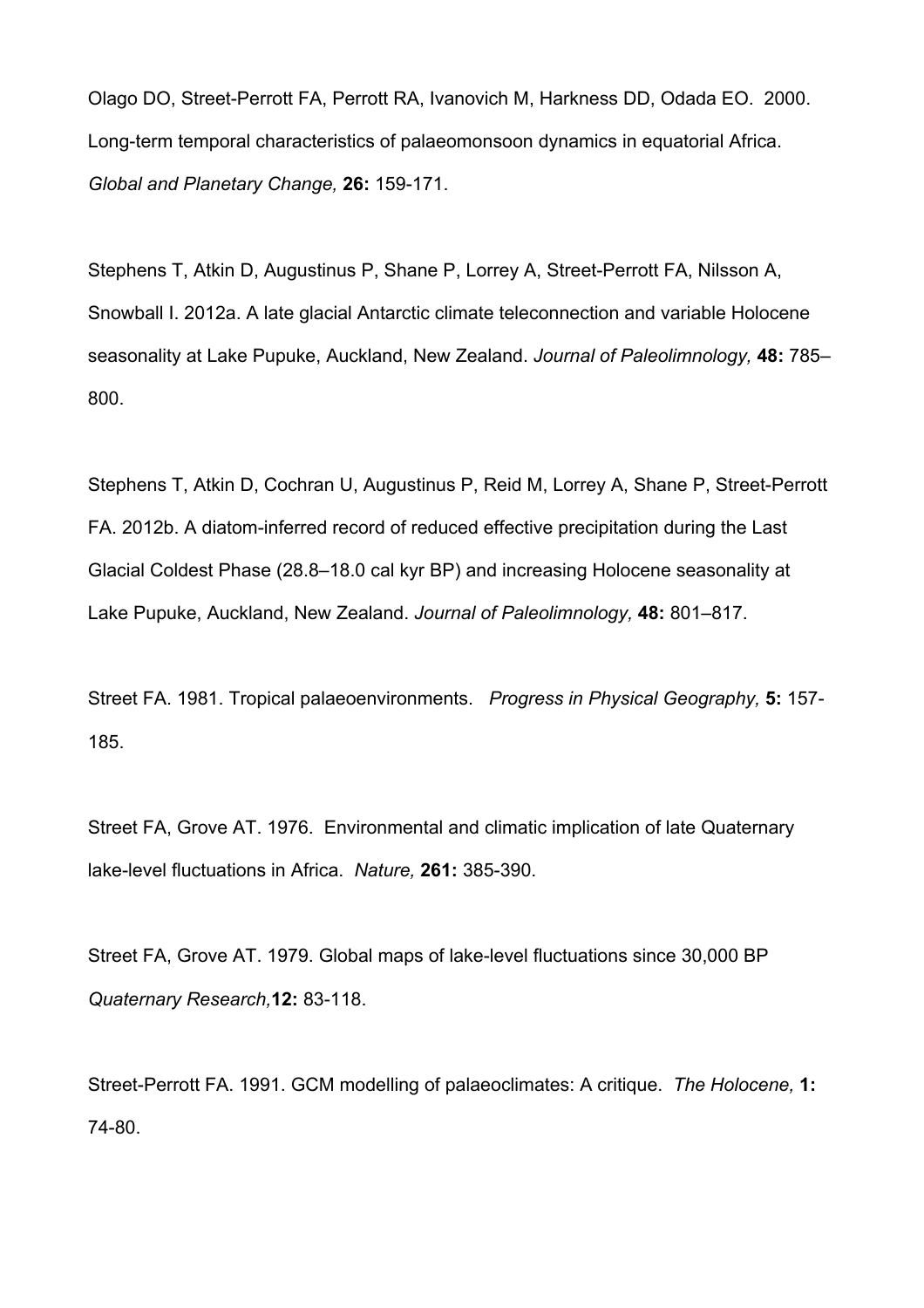Olago DO, Street-Perrott FA, Perrott RA, Ivanovich M, Harkness DD, Odada EO. 2000. Long-term temporal characteristics of palaeomonsoon dynamics in equatorial Africa. *Global and Planetary Change,* **26:** 159-171.

Stephens T, Atkin D, Augustinus P, Shane P, Lorrey A, Street-Perrott FA, Nilsson A, Snowball I. 2012a. A late glacial Antarctic climate teleconnection and variable Holocene seasonality at Lake Pupuke, Auckland, New Zealand. *Journal of Paleolimnology,* **48:** 785–800.

Stephens T, Atkin D, Cochran U, Augustinus P, Reid M, Lorrey A, Shane P, Street-Perrott FA. 2012b. A diatom-inferred record of reduced effective precipitation during the Last Glacial Coldest Phase (28.8–18.0 cal kyr BP) and increasing Holocene seasonality at Lake Pupuke, Auckland, New Zealand. *Journal of Paleolimnology,* **48:** 801–817.

Street FA. 1981. Tropical palaeoenvironments. *Progress in Physical Geography,* **5:** 157-185.

Street FA, Grove AT. 1976. Environmental and climatic implication of late Quaternary lake-level fluctuations in Africa. *Nature,* **261:** 385-390.

Street FA, Grove AT. 1979. Global maps of lake-level fluctuations since 30,000 BP *Quaternary Research,***12:** 83-118.

Street-Perrott FA. 1991. GCM modelling of palaeoclimates: A critique. *The Holocene,* **1:** 74-80.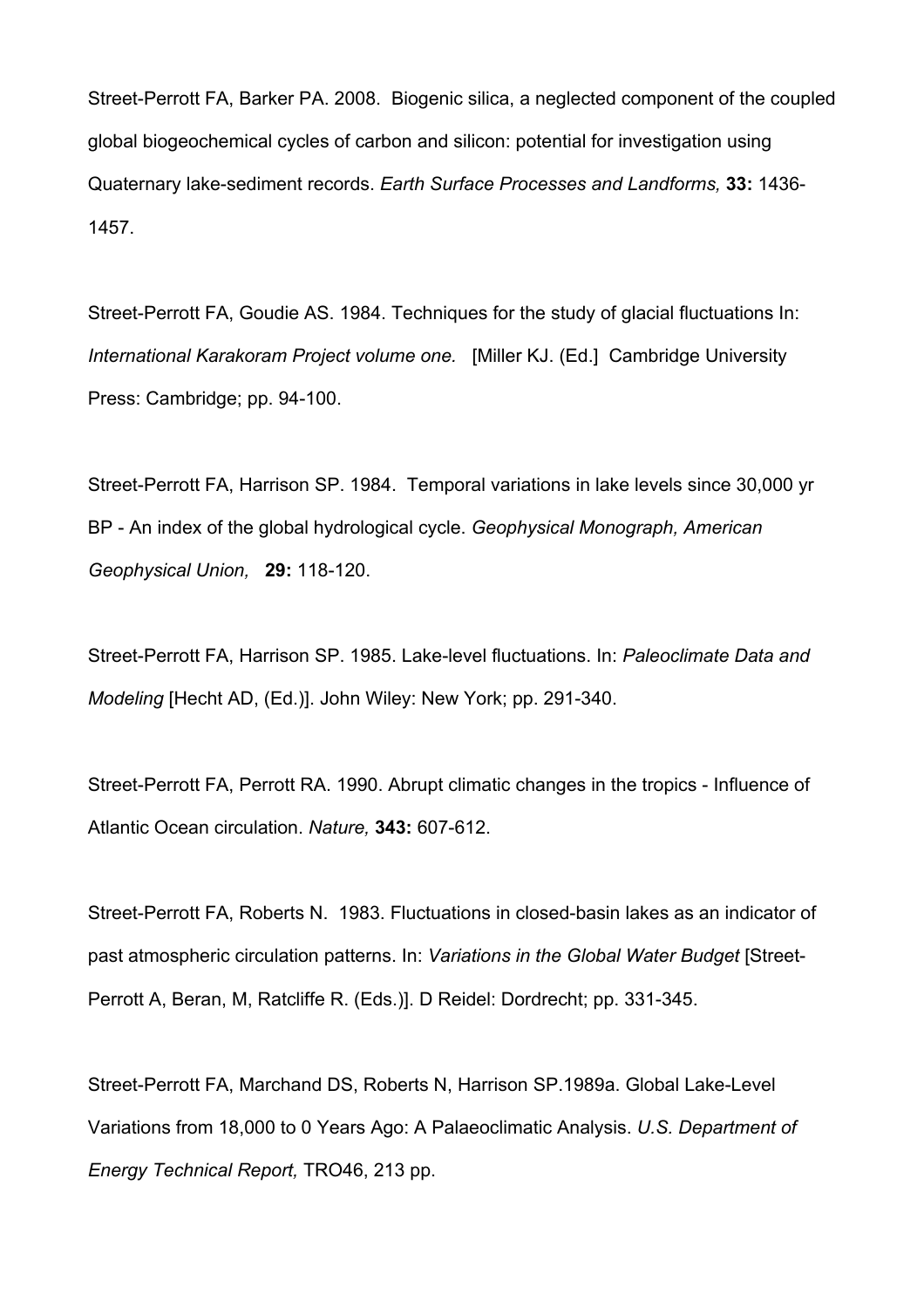Street-Perrott FA, Barker PA. 2008. Biogenic silica, a neglected component of the coupled global biogeochemical cycles of carbon and silicon: potential for investigation using Quaternary lake-sediment records. *Earth Surface Processes and Landforms,* **33:** 1436-1457.

Street-Perrott FA, Goudie AS. 1984. Techniques for the study of glacial fluctuations In: *International Karakoram Project volume one.* [Miller KJ. (Ed.] Cambridge University Press: Cambridge; pp. 94-100.

Street-Perrott FA, Harrison SP. 1984. Temporal variations in lake levels since 30,000 yr BP - An index of the global hydrological cycle. *Geophysical Monograph, American Geophysical Union,* **29:** 118-120.

Street-Perrott FA, Harrison SP. 1985. Lake-level fluctuations. In: *Paleoclimate Data and Modeling* [Hecht AD, (Ed.)]. John Wiley: New York; pp. 291-340.

Street-Perrott FA, Perrott RA. 1990. Abrupt climatic changes in the tropics - Influence of Atlantic Ocean circulation. *Nature,* **343:** 607-612.

Street-Perrott FA, Roberts N. 1983. Fluctuations in closed-basin lakes as an indicator of past atmospheric circulation patterns. In: *Variations in the Global Water Budget* [Street-Perrott A, Beran, M, Ratcliffe R. (Eds.)]. D Reidel: Dordrecht; pp. 331-345.

Street-Perrott FA, Marchand DS, Roberts N, Harrison SP.1989a. Global Lake-Level Variations from 18,000 to 0 Years Ago: A Palaeoclimatic Analysis. *U.S. Department of Energy Technical Report,* TRO46, 213 pp.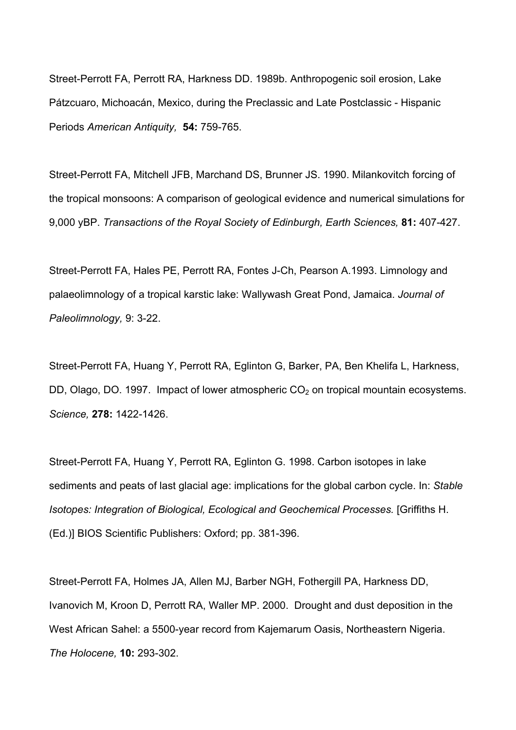Street-Perrott FA, Perrott RA, Harkness DD. 1989b. Anthropogenic soil erosion, Lake Pátzcuaro, Michoacán, Mexico, during the Preclassic and Late Postclassic - Hispanic Periods *American Antiquity,* **54:** 759-765.

Street-Perrott FA, Mitchell JFB, Marchand DS, Brunner JS. 1990. Milankovitch forcing of the tropical monsoons: A comparison of geological evidence and numerical simulations for 9,000 yBP. *Transactions of the Royal Society of Edinburgh, Earth Sciences,* **81:** 407-427.

Street-Perrott FA, Hales PE, Perrott RA, Fontes J-Ch, Pearson A.1993. Limnology and palaeolimnology of a tropical karstic lake: Wallywash Great Pond, Jamaica. *Journal of Paleolimnology,* 9: 3-22.

Street-Perrott FA, Huang Y, Perrott RA, Eglinton G, Barker, PA, Ben Khelifa L, Harkness, DD, Olago, DO. 1997. Impact of lower atmospheric $CO_2$ on tropical mountain ecosystems. *Science,* **278:** 1422-1426.

Street-Perrott FA, Huang Y, Perrott RA, Eglinton G. 1998. Carbon isotopes in lake sediments and peats of last glacial age: implications for the global carbon cycle. In: *Stable Isotopes: Integration of Biological, Ecological and Geochemical Processes.* [Griffiths H. (Ed.)] BIOS Scientific Publishers: Oxford; pp. 381-396.

Street-Perrott FA, Holmes JA, Allen MJ, Barber NGH, Fothergill PA, Harkness DD, Ivanovich M, Kroon D, Perrott RA, Waller MP. 2000. Drought and dust deposition in the West African Sahel: a 5500-year record from Kajemarum Oasis, Northeastern Nigeria. *The Holocene,* **10:** 293-302.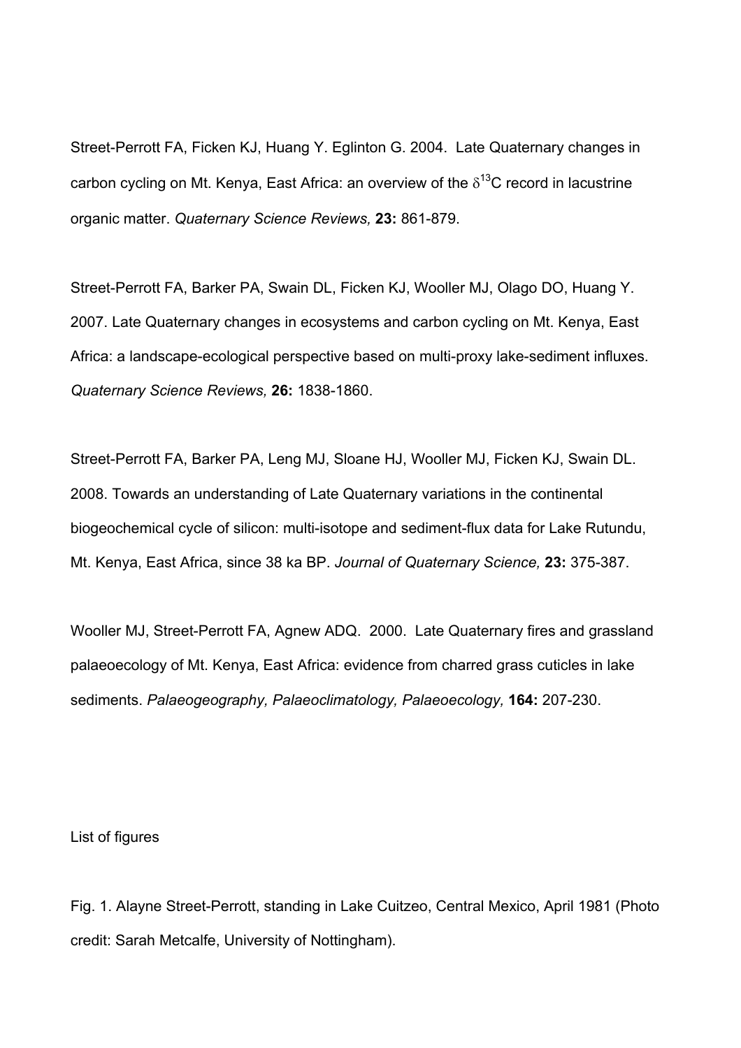Street-Perrott FA, Ficken KJ, Huang Y. Eglinton G. 2004. Late Quaternary changes in carbon cycling on Mt. Kenya, East Africa: an overview of the $\delta^{13}C$ record in lacustrine organic matter. *Quaternary Science Reviews,* **23:** 861-879.

Street-Perrott FA, Barker PA, Swain DL, Ficken KJ, Wooller MJ, Olago DO, Huang Y. 2007. Late Quaternary changes in ecosystems and carbon cycling on Mt. Kenya, East Africa: a landscape-ecological perspective based on multi-proxy lake-sediment influxes. *Quaternary Science Reviews,* **26:** 1838-1860.

Street-Perrott FA, Barker PA, Leng MJ, Sloane HJ, Wooller MJ, Ficken KJ, Swain DL. 2008. Towards an understanding of Late Quaternary variations in the continental biogeochemical cycle of silicon: multi-isotope and sediment-flux data for Lake Rutundu, Mt. Kenya, East Africa, since 38 ka BP. *Journal of Quaternary Science,* **23:** 375-387.

Wooller MJ, Street-Perrott FA, Agnew ADQ. 2000. Late Quaternary fires and grassland palaeoecology of Mt. Kenya, East Africa: evidence from charred grass cuticles in lake sediments. *Palaeogeography, Palaeoclimatology, Palaeoecology,* **164:** 207-230.

List of figures

Fig. 1. Alayne Street-Perrott, standing in Lake Cuitzeo, Central Mexico, April 1981 (Photo credit: Sarah Metcalfe, University of Nottingham).